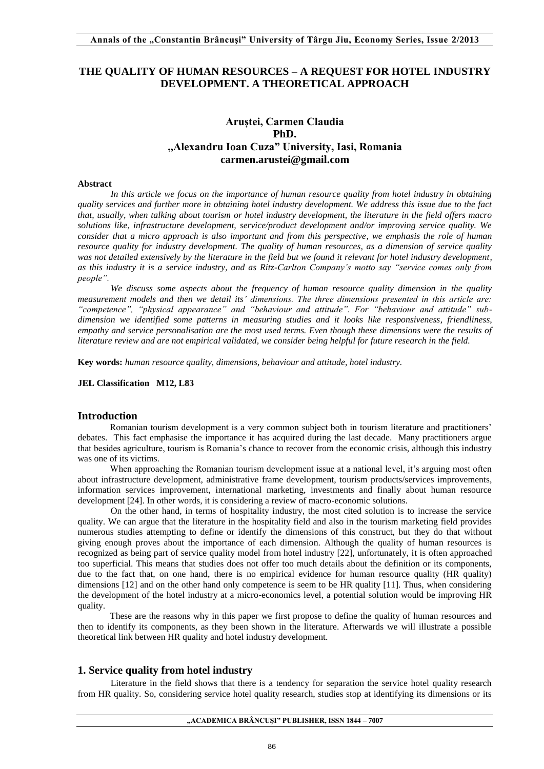# THE QUALITY OF HUMAN RESOURCES – A REQUEST FOR HOTEL INDUSTRY DEVELOPMENT. A THEORETICAL APPROACH

**Aruștei, Carmen Claudia**
**PhD.**
**„Alexandru Ioan Cuza" University, Iasi, Romania**
**carmen.arustei@gmail.com**

**Abstract**

*In this article we focus on the importance of human resource quality from hotel industry in obtaining quality services and further more in obtaining hotel industry development. We address this issue due to the fact that, usually, when talking about tourism or hotel industry development, the literature in the field offers macro solutions like, infrastructure development, service/product development and/or improving service quality. We consider that a micro approach is also important and from this perspective, we emphasis the role of human resource quality for industry development. The quality of human resources, as a dimension of service quality was not detailed extensively by the literature in the field but we found it relevant for hotel industry development, as this industry it is a service industry, and as Ritz-Carlton Company's motto say "service comes only from people".*

*We discuss some aspects about the frequency of human resource quality dimension in the quality measurement models and then we detail its' dimensions. The three dimensions presented in this article are: "competence", "physical appearance" and "behaviour and attitude". For "behaviour and attitude" sub-dimension we identified some patterns in measuring studies and it looks like responsiveness, friendliness, empathy and service personalisation are the most used terms. Even though these dimensions were the results of literature review and are not empirical validated, we consider being helpful for future research in the field.*

**Key words:** *human resource quality, dimensions, behaviour and attitude, hotel industry.*

**JEL Classification M12, L83**

## Introduction

Romanian tourism development is a very common subject both in tourism literature and practitioners' debates. This fact emphasise the importance it has acquired during the last decade. Many practitioners argue that besides agriculture, tourism is Romania's chance to recover from the economic crisis, although this industry was one of its victims.

When approaching the Romanian tourism development issue at a national level, it's arguing most often about infrastructure development, administrative frame development, tourism products/services improvements, information services improvement, international marketing, investments and finally about human resource development [24]. In other words, it is considering a review of macro-economic solutions.

On the other hand, in terms of hospitality industry, the most cited solution is to increase the service quality. We can argue that the literature in the hospitality field and also in the tourism marketing field provides numerous studies attempting to define or identify the dimensions of this construct, but they do that without giving enough proves about the importance of each dimension. Although the quality of human resources is recognized as being part of service quality model from hotel industry [22], unfortunately, it is often approached too superficial. This means that studies does not offer too much details about the definition or its components, due to the fact that, on one hand, there is no empirical evidence for human resource quality (HR quality) dimensions [12] and on the other hand only competence is seem to be HR quality [11]. Thus, when considering the development of the hotel industry at a micro-economics level, a potential solution would be improving HR quality.

These are the reasons why in this paper we first propose to define the quality of human resources and then to identify its components, as they been shown in the literature. Afterwards we will illustrate a possible theoretical link between HR quality and hotel industry development.

## 1. Service quality from hotel industry

Literature in the field shows that there is a tendency for separation the service hotel quality research from HR quality. So, considering service hotel quality research, studies stop at identifying its dimensions or its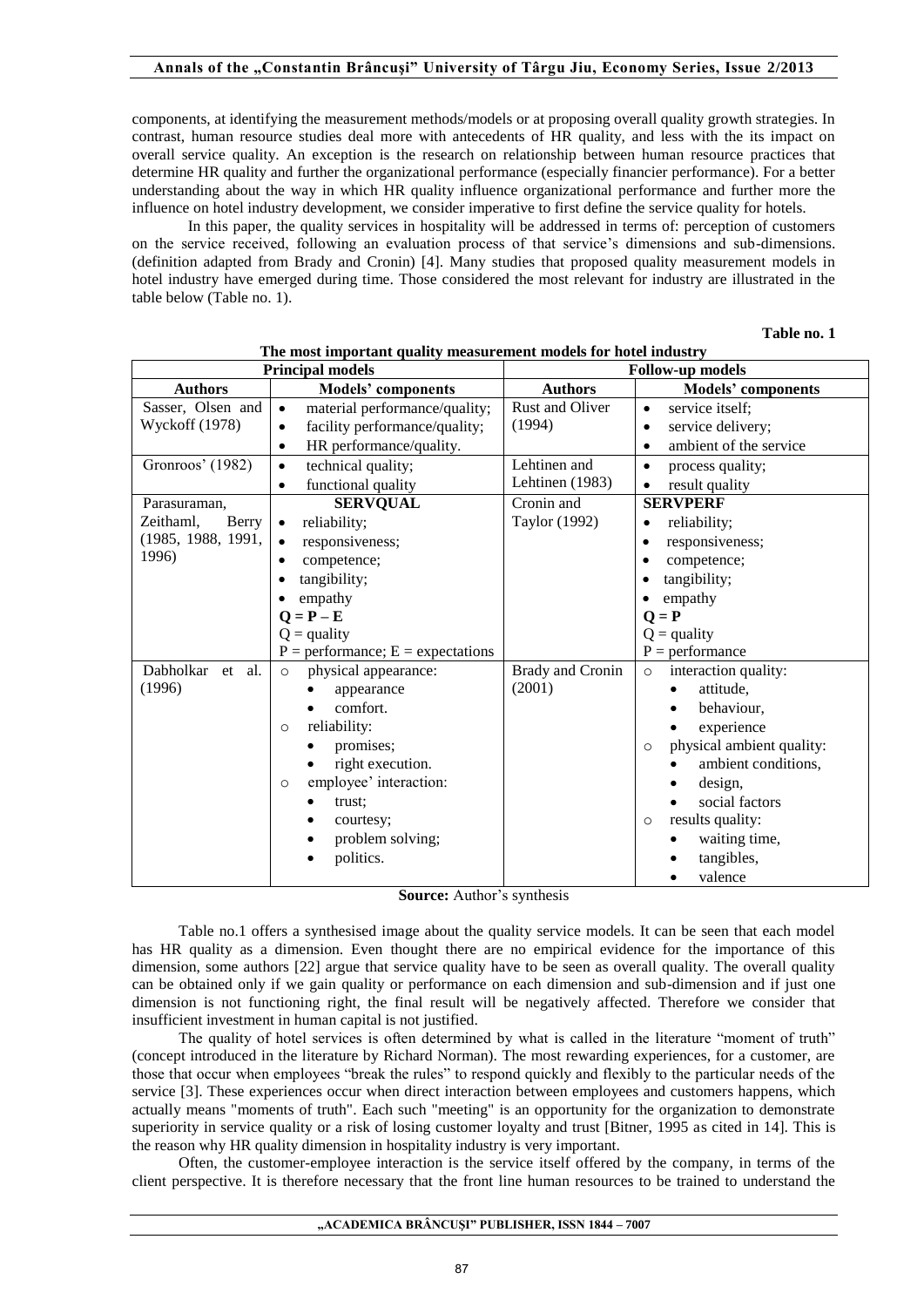components, at identifying the measurement methods/models or at proposing overall quality growth strategies. In contrast, human resource studies deal more with antecedents of HR quality, and less with the its impact on overall service quality. An exception is the research on relationship between human resource practices that determine HR quality and further the organizational performance (especially financier performance). For a better understanding about the way in which HR quality influence organizational performance and further more the influence on hotel industry development, we consider imperative to first define the service quality for hotels.

In this paper, the quality services in hospitality will be addressed in terms of: perception of customers on the service received, following an evaluation process of that service's dimensions and sub-dimensions. (definition adapted from Brady and Cronin) [4]. Many studies that proposed quality measurement models in hotel industry have emerged during time. Those considered the most relevant for industry are illustrated in the table below (Table no. 1).

**Table no. 1**

**The most important quality measurement models for hotel industry**

| Principal models | | Follow-up models | |
|---|---|---|---|
| **Authors** | **Models' components** | **Authors** | **Models' components** |
| Sasser, Olsen and Wyckoff (1978) | • material performance/quality;<br>• facility performance/quality;<br>• HR performance/quality. | Rust and Oliver (1994) | • service itself;<br>• service delivery;<br>• ambient of the service |
| Gronroos' (1982) | • technical quality;<br>• functional quality | Lehtinen and Lehtinen (1983) | • process quality;<br>• result quality |
| Parasuraman, Zeithaml, Berry (1985, 1988, 1991, 1996) | **SERVQUAL**<br>• reliability;<br>• responsiveness;<br>• competence;<br>• tangibility;<br>• empathy<br>$Q = P - E$<br>Q = quality<br>P = performance; E = expectations | Cronin and Taylor (1992) | **SERVPERF**<br>• reliability;<br>• responsiveness;<br>• competence;<br>• tangibility;<br>• empathy<br>$Q = P$<br>Q = quality<br>P = performance |
| Dabholkar et al. (1996) | ○ physical appearance:<br>• appearance<br>• comfort.<br>○ reliability:<br>• promises;<br>• right execution.<br>○ employee' interaction:<br>• trust;<br>• courtesy;<br>• problem solving;<br>• politics. | Brady and Cronin (2001) | ○ interaction quality:<br>• attitude,<br>• behaviour,<br>• experience<br>○ physical ambient quality:<br>• ambient conditions,<br>• design,<br>• social factors<br>○ results quality:<br>• waiting time,<br>• tangibles,<br>• valence |

**Source:** Author's synthesis

Table no.1 offers a synthesised image about the quality service models. It can be seen that each model has HR quality as a dimension. Even thought there are no empirical evidence for the importance of this dimension, some authors [22] argue that service quality have to be seen as overall quality. The overall quality can be obtained only if we gain quality or performance on each dimension and sub-dimension and if just one dimension is not functioning right, the final result will be negatively affected. Therefore we consider that insufficient investment in human capital is not justified.

The quality of hotel services is often determined by what is called in the literature "moment of truth" (concept introduced in the literature by Richard Norman). The most rewarding experiences, for a customer, are those that occur when employees "break the rules" to respond quickly and flexibly to the particular needs of the service [3]. These experiences occur when direct interaction between employees and customers happens, which actually means "moments of truth". Each such "meeting" is an opportunity for the organization to demonstrate superiority in service quality or a risk of losing customer loyalty and trust [Bitner, 1995 as cited in 14]. This is the reason why HR quality dimension in hospitality industry is very important.

Often, the customer-employee interaction is the service itself offered by the company, in terms of the client perspective. It is therefore necessary that the front line human resources to be trained to understand the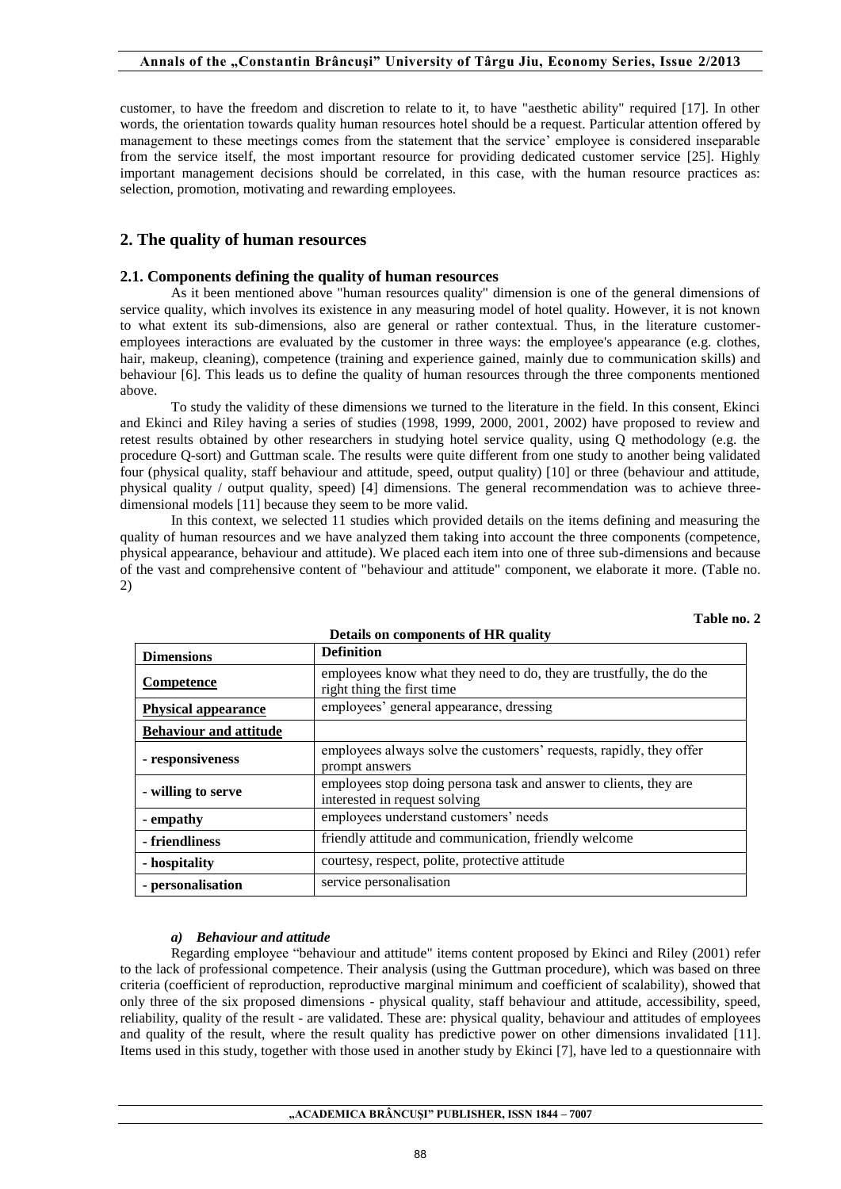customer, to have the freedom and discretion to relate to it, to have "aesthetic ability" required [17]. In other words, the orientation towards quality human resources hotel should be a request. Particular attention offered by management to these meetings comes from the statement that the service' employee is considered inseparable from the service itself, the most important resource for providing dedicated customer service [25]. Highly important management decisions should be correlated, in this case, with the human resource practices as: selection, promotion, motivating and rewarding employees.

## 2. The quality of human resources

### 2.1. Components defining the quality of human resources

As it been mentioned above "human resources quality" dimension is one of the general dimensions of service quality, which involves its existence in any measuring model of hotel quality. However, it is not known to what extent its sub-dimensions, also are general or rather contextual. Thus, in the literature customer-employees interactions are evaluated by the customer in three ways: the employee's appearance (e.g. clothes, hair, makeup, cleaning), competence (training and experience gained, mainly due to communication skills) and behaviour [6]. This leads us to define the quality of human resources through the three components mentioned above.

To study the validity of these dimensions we turned to the literature in the field. In this consent, Ekinci and Ekinci and Riley having a series of studies (1998, 1999, 2000, 2001, 2002) have proposed to review and retest results obtained by other researchers in studying hotel service quality, using Q methodology (e.g. the procedure Q-sort) and Guttman scale. The results were quite different from one study to another being validated four (physical quality, staff behaviour and attitude, speed, output quality) [10] or three (behaviour and attitude, physical quality / output quality, speed) [4] dimensions. The general recommendation was to achieve three-dimensional models [11] because they seem to be more valid.

In this context, we selected 11 studies which provided details on the items defining and measuring the quality of human resources and we have analyzed them taking into account the three components (competence, physical appearance, behaviour and attitude). We placed each item into one of three sub-dimensions and because of the vast and comprehensive content of "behaviour and attitude" component, we elaborate it more. (Table no. 2)

**Table no. 2**

**Details on components of HR quality**

| **Dimensions** | **Definition** |
|---|---|
| **Competence** | employees know what they need to do, they are trustfully, the do the right thing the first time |
| **Physical appearance** | employees' general appearance, dressing |
| **Behaviour and attitude** | |
| **- responsiveness** | employees always solve the customers' requests, rapidly, they offer prompt answers |
| **- willing to serve** | employees stop doing persona task and answer to clients, they are interested in request solving |
| **- empathy** | employees understand customers' needs |
| **- friendliness** | friendly attitude and communication, friendly welcome |
| **- hospitality** | courtesy, respect, polite, protective attitude |
| **- personalisation** | service personalisation |

#### *a) Behaviour and attitude*

Regarding employee "behaviour and attitude" items content proposed by Ekinci and Riley (2001) refer to the lack of professional competence. Their analysis (using the Guttman procedure), which was based on three criteria (coefficient of reproduction, reproductive marginal minimum and coefficient of scalability), showed that only three of the six proposed dimensions - physical quality, staff behaviour and attitude, accessibility, speed, reliability, quality of the result - are validated. These are: physical quality, behaviour and attitudes of employees and quality of the result, where the result quality has predictive power on other dimensions invalidated [11]. Items used in this study, together with those used in another study by Ekinci [7], have led to a questionnaire with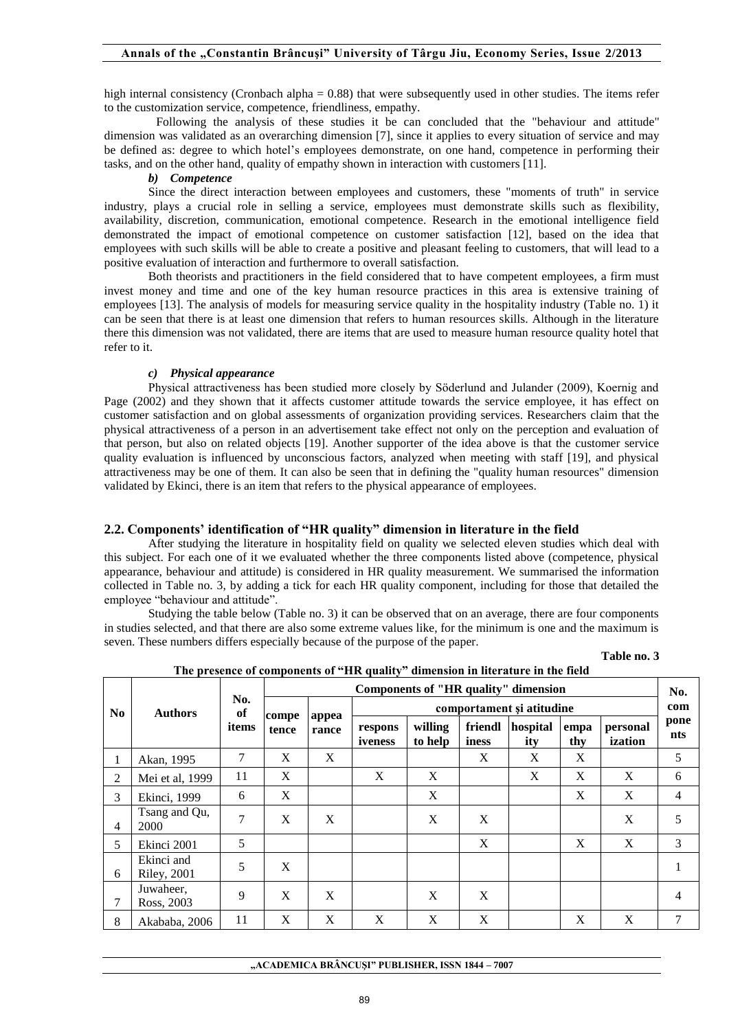high internal consistency (Cronbach alpha = 0.88) that were subsequently used in other studies. The items refer to the customization service, competence, friendliness, empathy.

Following the analysis of these studies it be can concluded that the "behaviour and attitude" dimension was validated as an overarching dimension [7], since it applies to every situation of service and may be defined as: degree to which hotel's employees demonstrate, on one hand, competence in performing their tasks, and on the other hand, quality of empathy shown in interaction with customers [11].

***b) Competence***

Since the direct interaction between employees and customers, these "moments of truth" in service industry, plays a crucial role in selling a service, employees must demonstrate skills such as flexibility, availability, discretion, communication, emotional competence. Research in the emotional intelligence field demonstrated the impact of emotional competence on customer satisfaction [12], based on the idea that employees with such skills will be able to create a positive and pleasant feeling to customers, that will lead to a positive evaluation of interaction and furthermore to overall satisfaction.

Both theorists and practitioners in the field considered that to have competent employees, a firm must invest money and time and one of the key human resource practices in this area is extensive training of employees [13]. The analysis of models for measuring service quality in the hospitality industry (Table no. 1) it can be seen that there is at least one dimension that refers to human resources skills. Although in the literature there this dimension was not validated, there are items that are used to measure human resource quality hotel that refer to it.

***c) Physical appearance***

Physical attractiveness has been studied more closely by Söderlund and Julander (2009), Koernig and Page (2002) and they shown that it affects customer attitude towards the service employee, it has effect on customer satisfaction and on global assessments of organization providing services. Researchers claim that the physical attractiveness of a person in an advertisement take effect not only on the perception and evaluation of that person, but also on related objects [19]. Another supporter of the idea above is that the customer service quality evaluation is influenced by unconscious factors, analyzed when meeting with staff [19], and physical attractiveness may be one of them. It can also be seen that in defining the "quality human resources" dimension validated by Ekinci, there is an item that refers to the physical appearance of employees.

## 2.2. Components' identification of "HR quality" dimension in literature in the field

After studying the literature in hospitality field on quality we selected eleven studies which deal with this subject. For each one of it we evaluated whether the three components listed above (competence, physical appearance, behaviour and attitude) is considered in HR quality measurement. We summarised the information collected in Table no. 3, by adding a tick for each HR quality component, including for those that detailed the employee "behaviour and attitude".

Studying the table below (Table no. 3) it can be observed that on an average, there are four components in studies selected, and that there are also some extreme values like, for the minimum is one and the maximum is seven. These numbers differs especially because of the purpose of the paper.

**Table no. 3**

**The presence of components of "HR quality" dimension in literature in the field**

| No | Authors | No. of items | Components of "HR quality" dimension | | | | | | | | No. components |
|---|---|---|---|---|---|---|---|---|---|---|---|
| | | | competence | appearance | comportament și atitudine | | | | | | |
| | | | | | responsiveness | willing to help | friendliness | hospitality | empathy | personalization | |
| 1 | Akan, 1995 | 7 | X | X | | | X | X | X | | 5 |
| 2 | Mei et al, 1999 | 11 | X | | X | X | | X | X | X | 6 |
| 3 | Ekinci, 1999 | 6 | X | | | X | | | X | X | 4 |
| 4 | Tsang and Qu, 2000 | 7 | X | X | | X | X | | | X | 5 |
| 5 | Ekinci 2001 | 5 | | | | | X | | X | X | 3 |
| 6 | Ekinci and Riley, 2001 | 5 | X | | | | | | | | 1 |
| 7 | Juwaheer, Ross, 2003 | 9 | X | X | | X | X | | | | 4 |
| 8 | Akababa, 2006 | 11 | X | X | X | X | X | | X | X | 7 |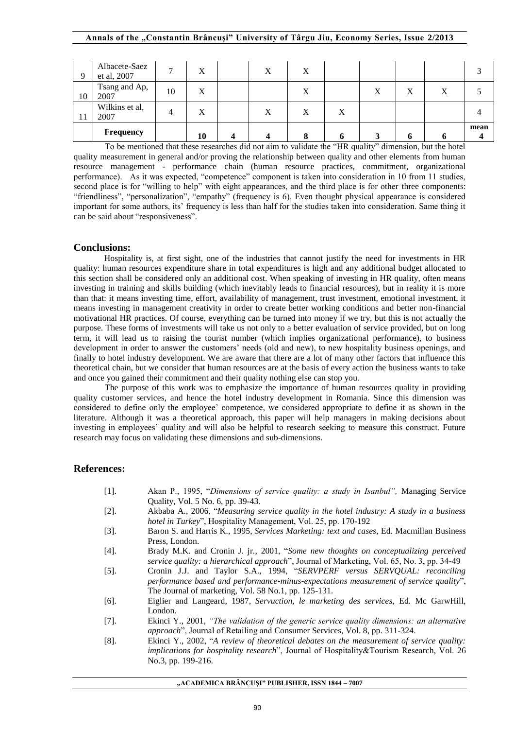| | | | | | | | | | | | |
|---|---|---|---|---|---|---|---|---|---|---|---|
| 9 | Albacete-Saez et al, 2007 | 7 | X | | X | X | | | | | 3 |
| 10 | Tsang and Ap, 2007 | 10 | X | | | X | | X | X | X | 5 |
| 11 | Wilkins et al, 2007 | 4 | X | | X | X | X | | | | 4 |
| | **Frequency** | | **10** | **4** | **4** | **8** | **6** | **3** | **6** | **6** | **mean 4** |

To be mentioned that these researches did not aim to validate the "HR quality" dimension, but the hotel quality measurement in general and/or proving the relationship between quality and other elements from human resource management - performance chain (human resource practices, commitment, organizational performance). As it was expected, "competence" component is taken into consideration in 10 from 11 studies, second place is for "willing to help" with eight appearances, and the third place is for other three components: "friendliness", "personalization", "empathy" (frequency is 6). Even thought physical appearance is considered important for some authors, its' frequency is less than half for the studies taken into consideration. Same thing it can be said about "responsiveness".

## Conclusions:

Hospitality is, at first sight, one of the industries that cannot justify the need for investments in HR quality: human resources expenditure share in total expenditures is high and any additional budget allocated to this section shall be considered only an additional cost. When speaking of investing in HR quality, often means investing in training and skills building (which inevitably leads to financial resources), but in reality it is more than that: it means investing time, effort, availability of management, trust investment, emotional investment, it means investing in management creativity in order to create better working conditions and better non-financial motivational HR practices. Of course, everything can be turned into money if we try, but this is not actually the purpose. These forms of investments will take us not only to a better evaluation of service provided, but on long term, it will lead us to raising the tourist number (which implies organizational performance), to business development in order to answer the customers' needs (old and new), to new hospitality business openings, and finally to hotel industry development. We are aware that there are a lot of many other factors that influence this theoretical chain, but we consider that human resources are at the basis of every action the business wants to take and once you gained their commitment and their quality nothing else can stop you.

The purpose of this work was to emphasize the importance of human resources quality in providing quality customer services, and hence the hotel industry development in Romania. Since this dimension was considered to define only the employee' competence, we considered appropriate to define it as shown in the literature. Although it was a theoretical approach, this paper will help managers in making decisions about investing in employees' quality and will also be helpful to research seeking to measure this construct. Future research may focus on validating these dimensions and sub-dimensions.

## References:

[1]. Akan P., 1995, "*Dimensions of service quality: a study in Isanbul",* Managing Service Quality, Vol. 5 No. 6, pp. 39-43.

[2]. Akbaba A., 2006, "*Measuring service quality in the hotel industry: A study in a business hotel in Turkey*", Hospitality Management, Vol. 25, pp. 170-192

[3]. Baron S. and Harris K., 1995, *Services Marketing: text and cases*, Ed. Macmillan Business Press, London.

[4]. Brady M.K. and Cronin J. jr., 2001, "*Some new thoughts on conceptualizing perceived service quality: a hierarchical approach*", Journal of Marketing, Vol. 65, No. 3, pp. 34-49

[5]. Cronin J.J. and Taylor S.A., 1994, "*SERVPERF versus SERVQUAL: reconciling performance based and performance-minus-expectations measurement of service quality*", The Journal of marketing, Vol. 58 No.1, pp. 125-131.

[6]. Eiglier and Langeard, 1987, *Servuction, le marketing des services*, Ed. Mc GarwHill, London.

[7]. Ekinci Y., 2001, *"The validation of the generic service quality dimensions: an alternative approach*", Journal of Retailing and Consumer Services, Vol. 8, pp. 311-324.

[8]. Ekinci Y., 2002, "*A review of theoretical debates on the measurement of service quality: implications for hospitality research*", Journal of Hospitality&Tourism Research, Vol. 26 No.3, pp. 199-216.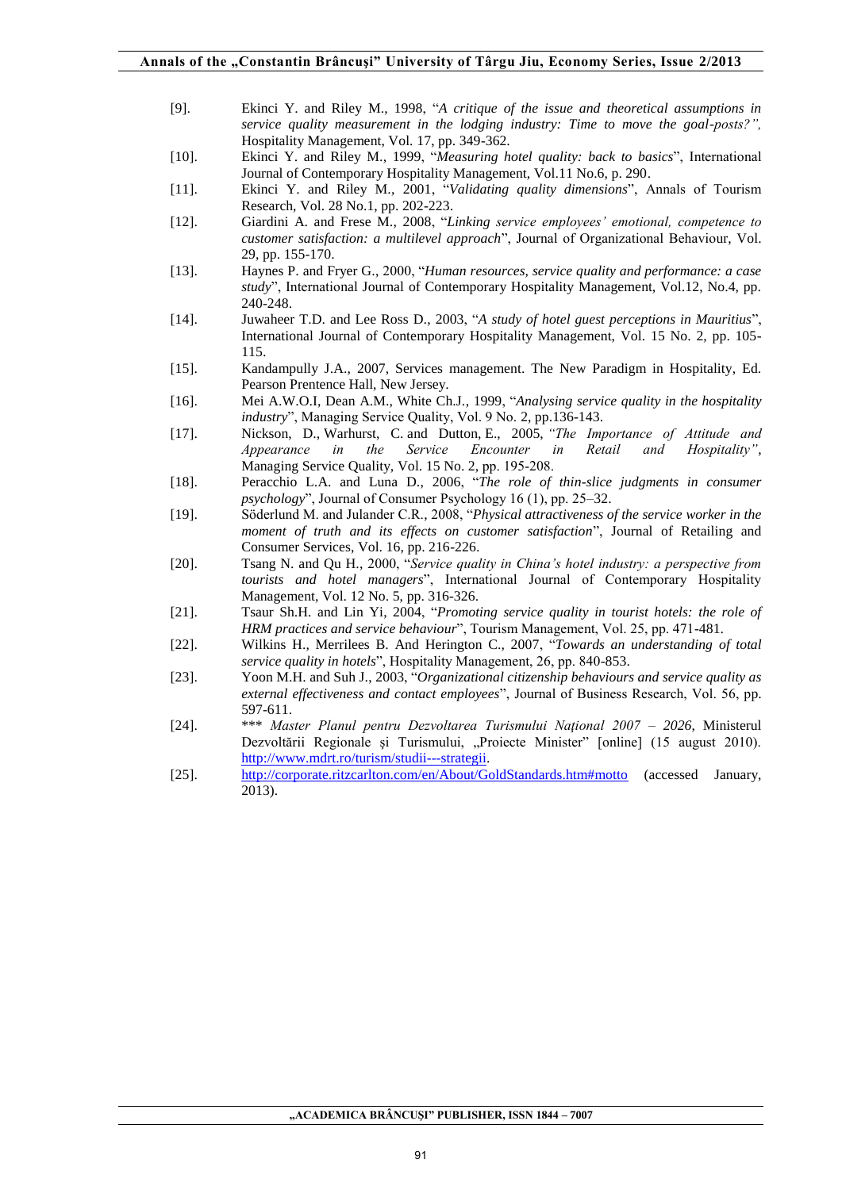[9]. Ekinci Y. and Riley M., 1998, "*A critique of the issue and theoretical assumptions in service quality measurement in the lodging industry: Time to move the goal-posts?",* Hospitality Management, Vol. 17, pp. 349-362.

[10]. Ekinci Y. and Riley M., 1999, "*Measuring hotel quality: back to basics*", International Journal of Contemporary Hospitality Management, Vol.11 No.6, p. 290.

[11]. Ekinci Y. and Riley M., 2001, "*Validating quality dimensions*", Annals of Tourism Research, Vol. 28 No.1, pp. 202-223.

[12]. Giardini A. and Frese M., 2008, "*Linking service employees' emotional, competence to customer satisfaction: a multilevel approach*", Journal of Organizational Behaviour, Vol. 29, pp. 155-170.

[13]. Haynes P. and Fryer G., 2000, "*Human resources, service quality and performance: a case study*", International Journal of Contemporary Hospitality Management, Vol.12, No.4, pp. 240-248.

[14]. Juwaheer T.D. and Lee Ross D., 2003, "*A study of hotel guest perceptions in Mauritius*", International Journal of Contemporary Hospitality Management, Vol. 15 No. 2, pp. 105-115.

[15]. Kandampully J.A., 2007, Services management. The New Paradigm in Hospitality, Ed. Pearson Prentence Hall, New Jersey.

[16]. Mei A.W.O.I, Dean A.M., White Ch.J., 1999, "*Analysing service quality in the hospitality industry*", Managing Service Quality, Vol. 9 No. 2, pp.136-143.

[17]. Nickson, D., Warhurst, C. and Dutton, E., 2005, *"The Importance of Attitude and Appearance in the Service Encounter in Retail and Hospitality"*, Managing Service Quality, Vol. 15 No. 2, pp. 195-208.

[18]. Peracchio L.A. and Luna D., 2006, "*The role of thin-slice judgments in consumer psychology*", Journal of Consumer Psychology 16 (1), pp. 25–32.

[19]. Söderlund M. and Julander C.R., 2008, "*Physical attractiveness of the service worker in the moment of truth and its effects on customer satisfaction*", Journal of Retailing and Consumer Services, Vol. 16, pp. 216-226.

[20]. Tsang N. and Qu H., 2000, "*Service quality in China's hotel industry: a perspective from tourists and hotel managers*", International Journal of Contemporary Hospitality Management, Vol. 12 No. 5, pp. 316-326.

[21]. Tsaur Sh.H. and Lin Yi, 2004, "*Promoting service quality in tourist hotels: the role of HRM practices and service behaviour*", Tourism Management, Vol. 25, pp. 471-481.

[22]. Wilkins H., Merrilees B. And Herington C., 2007, "*Towards an understanding of total service quality in hotels*", Hospitality Management, 26, pp. 840-853.

[23]. Yoon M.H. and Suh J., 2003, "*Organizational citizenship behaviours and service quality as external effectiveness and contact employees*", Journal of Business Research, Vol. 56, pp. 597-611.

[24]. *** *Master Planul pentru Dezvoltarea Turismului Național 2007 – 2026*, Ministerul Dezvoltării Regionale şi Turismului, „Proiecte Minister" [online] (15 august 2010). http://www.mdrt.ro/turism/studii---strategii.

[25]. http://corporate.ritzcarlton.com/en/About/GoldStandards.htm#motto (accessed January, 2013).